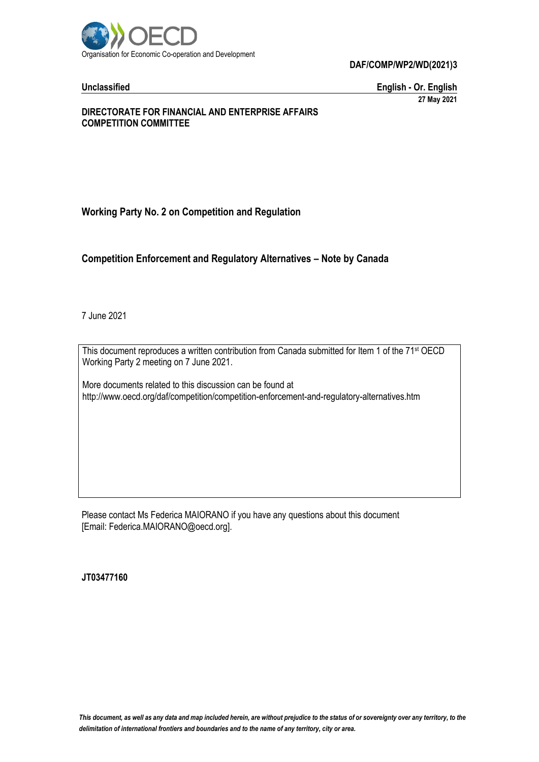Organisation for Economic Co-operation and Development

**DAF/COMP/WP2/WD(2021)3**

**Unclassified** **English - Or. English**

**27 May 2021**

**DIRECTORATE FOR FINANCIAL AND ENTERPRISE AFFAIRS**
**COMPETITION COMMITTEE**

## Working Party No. 2 on Competition and Regulation

## Competition Enforcement and Regulatory Alternatives – Note by Canada

7 June 2021

This document reproduces a written contribution from Canada submitted for Item 1 of the 71st OECD Working Party 2 meeting on 7 June 2021.

More documents related to this discussion can be found at
http://www.oecd.org/daf/competition/competition-enforcement-and-regulatory-alternatives.htm

Please contact Ms Federica MAIORANO if you have any questions about this document
[Email: Federica.MAIORANO@oecd.org].

**JT03477160**

*This document, as well as any data and map included herein, are without prejudice to the status of or sovereignty over any territory, to the delimitation of international frontiers and boundaries and to the name of any territory, city or area.*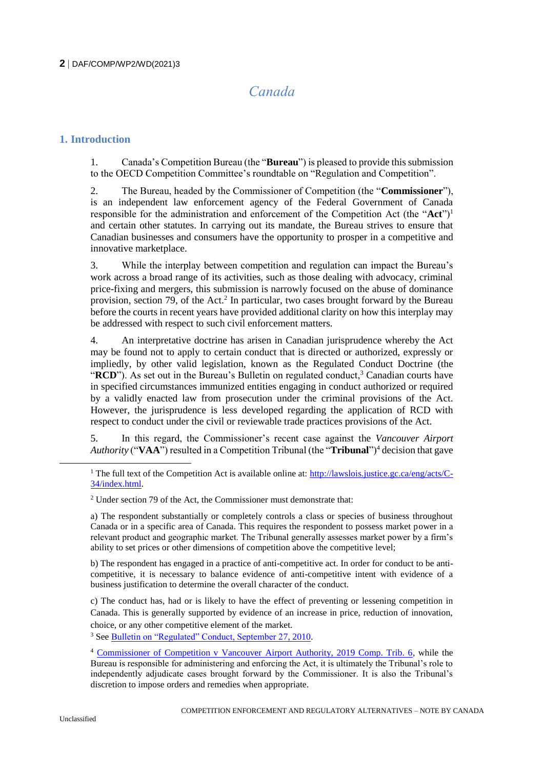# Canada

## 1. Introduction

1. Canada's Competition Bureau (the "**Bureau**") is pleased to provide this submission to the OECD Competition Committee's roundtable on "Regulation and Competition".

2. The Bureau, headed by the Commissioner of Competition (the "**Commissioner**"), is an independent law enforcement agency of the Federal Government of Canada responsible for the administration and enforcement of the Competition Act (the "**Act**")[1] and certain other statutes. In carrying out its mandate, the Bureau strives to ensure that Canadian businesses and consumers have the opportunity to prosper in a competitive and innovative marketplace.

3. While the interplay between competition and regulation can impact the Bureau's work across a broad range of its activities, such as those dealing with advocacy, criminal price-fixing and mergers, this submission is narrowly focused on the abuse of dominance provision, section 79, of the Act.[2] In particular, two cases brought forward by the Bureau before the courts in recent years have provided additional clarity on how this interplay may be addressed with respect to such civil enforcement matters.

4. An interpretative doctrine has arisen in Canadian jurisprudence whereby the Act may be found not to apply to certain conduct that is directed or authorized, expressly or impliedly, by other valid legislation, known as the Regulated Conduct Doctrine (the "**RCD**"). As set out in the Bureau's Bulletin on regulated conduct,[3] Canadian courts have in specified circumstances immunized entities engaging in conduct authorized or required by a validly enacted law from prosecution under the criminal provisions of the Act. However, the jurisprudence is less developed regarding the application of RCD with respect to conduct under the civil or reviewable trade practices provisions of the Act.

5. In this regard, the Commissioner's recent case against the *Vancouver Airport Authority* ("**VAA**") resulted in a Competition Tribunal (the "**Tribunal**")[4] decision that gave

---

[1] The full text of the Competition Act is available online at: http://lawslois.justice.gc.ca/eng/acts/C-34/index.html.

[2] Under section 79 of the Act, the Commissioner must demonstrate that:

a) The respondent substantially or completely controls a class or species of business throughout Canada or in a specific area of Canada. This requires the respondent to possess market power in a relevant product and geographic market. The Tribunal generally assesses market power by a firm's ability to set prices or other dimensions of competition above the competitive level;

b) The respondent has engaged in a practice of anti-competitive act. In order for conduct to be anti-competitive, it is necessary to balance evidence of anti-competitive intent with evidence of a business justification to determine the overall character of the conduct.

c) The conduct has, had or is likely to have the effect of preventing or lessening competition in Canada. This is generally supported by evidence of an increase in price, reduction of innovation, choice, or any other competitive element of the market.

[3] See Bulletin on "Regulated" Conduct, September 27, 2010.

[4] Commissioner of Competition v Vancouver Airport Authority, 2019 Comp. Trib. 6, while the Bureau is responsible for administering and enforcing the Act, it is ultimately the Tribunal's role to independently adjudicate cases brought forward by the Commissioner. It is also the Tribunal's discretion to impose orders and remedies when appropriate.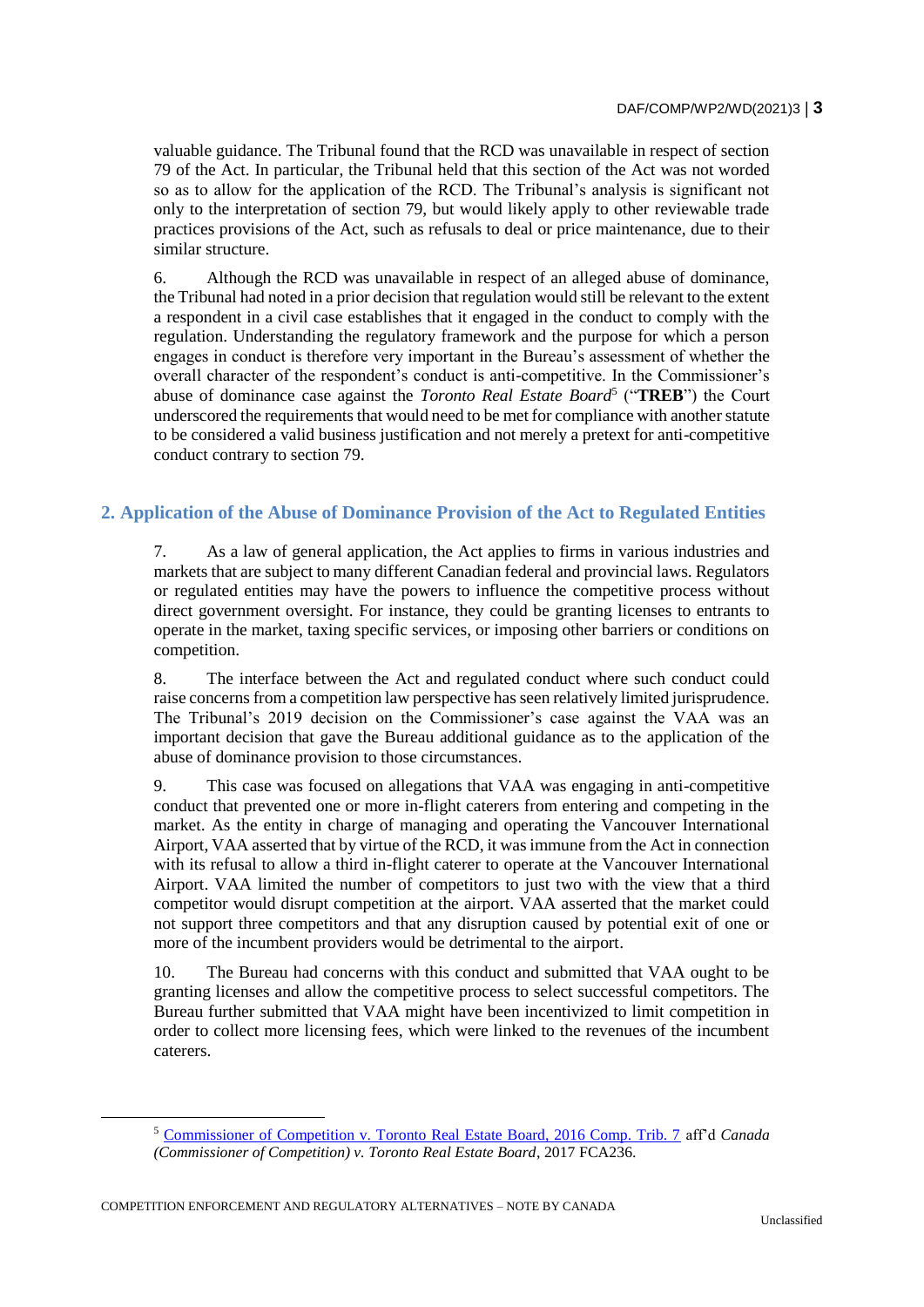valuable guidance. The Tribunal found that the RCD was unavailable in respect of section 79 of the Act. In particular, the Tribunal held that this section of the Act was not worded so as to allow for the application of the RCD. The Tribunal's analysis is significant not only to the interpretation of section 79, but would likely apply to other reviewable trade practices provisions of the Act, such as refusals to deal or price maintenance, due to their similar structure.

6. Although the RCD was unavailable in respect of an alleged abuse of dominance, the Tribunal had noted in a prior decision that regulation would still be relevant to the extent a respondent in a civil case establishes that it engaged in the conduct to comply with the regulation. Understanding the regulatory framework and the purpose for which a person engages in conduct is therefore very important in the Bureau's assessment of whether the overall character of the respondent's conduct is anti-competitive. In the Commissioner's abuse of dominance case against the *Toronto Real Estate Board*[5] ("**TREB**") the Court underscored the requirements that would need to be met for compliance with another statute to be considered a valid business justification and not merely a pretext for anti-competitive conduct contrary to section 79.

## 2. Application of the Abuse of Dominance Provision of the Act to Regulated Entities

7. As a law of general application, the Act applies to firms in various industries and markets that are subject to many different Canadian federal and provincial laws. Regulators or regulated entities may have the powers to influence the competitive process without direct government oversight. For instance, they could be granting licenses to entrants to operate in the market, taxing specific services, or imposing other barriers or conditions on competition.

8. The interface between the Act and regulated conduct where such conduct could raise concerns from a competition law perspective has seen relatively limited jurisprudence. The Tribunal's 2019 decision on the Commissioner's case against the VAA was an important decision that gave the Bureau additional guidance as to the application of the abuse of dominance provision to those circumstances.

9. This case was focused on allegations that VAA was engaging in anti-competitive conduct that prevented one or more in-flight caterers from entering and competing in the market. As the entity in charge of managing and operating the Vancouver International Airport, VAA asserted that by virtue of the RCD, it was immune from the Act in connection with its refusal to allow a third in-flight caterer to operate at the Vancouver International Airport. VAA limited the number of competitors to just two with the view that a third competitor would disrupt competition at the airport. VAA asserted that the market could not support three competitors and that any disruption caused by potential exit of one or more of the incumbent providers would be detrimental to the airport.

10. The Bureau had concerns with this conduct and submitted that VAA ought to be granting licenses and allow the competitive process to select successful competitors. The Bureau further submitted that VAA might have been incentivized to limit competition in order to collect more licensing fees, which were linked to the revenues of the incumbent caterers.

---

[5] Commissioner of Competition v. Toronto Real Estate Board, 2016 Comp. Trib. 7 aff'd *Canada (Commissioner of Competition) v. Toronto Real Estate Board*, 2017 FCA236.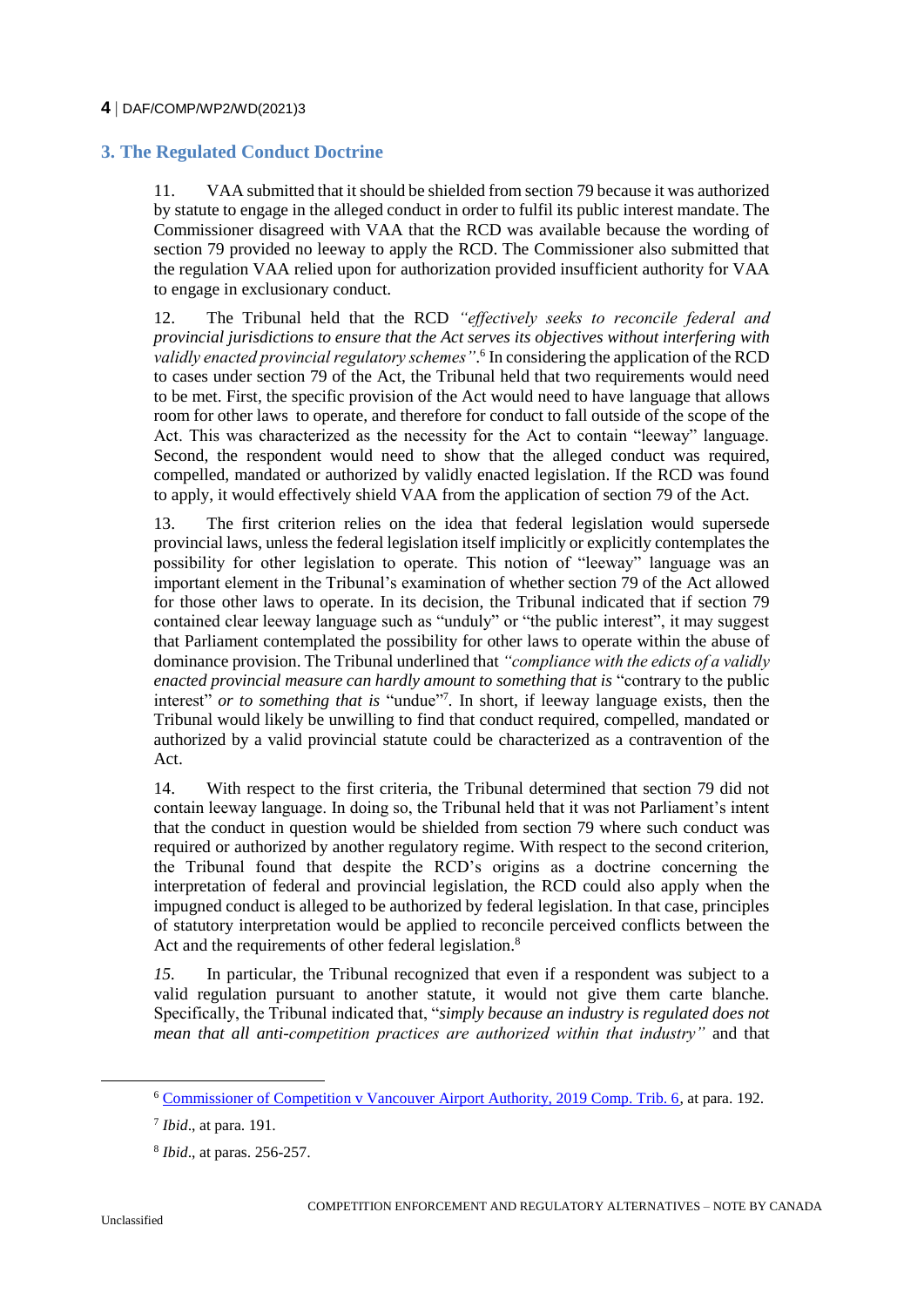## 3. The Regulated Conduct Doctrine

11. VAA submitted that it should be shielded from section 79 because it was authorized by statute to engage in the alleged conduct in order to fulfil its public interest mandate. The Commissioner disagreed with VAA that the RCD was available because the wording of section 79 provided no leeway to apply the RCD. The Commissioner also submitted that the regulation VAA relied upon for authorization provided insufficient authority for VAA to engage in exclusionary conduct.

12. The Tribunal held that the RCD *"effectively seeks to reconcile federal and provincial jurisdictions to ensure that the Act serves its objectives without interfering with validly enacted provincial regulatory schemes"*.[6] In considering the application of the RCD to cases under section 79 of the Act, the Tribunal held that two requirements would need to be met. First, the specific provision of the Act would need to have language that allows room for other laws to operate, and therefore for conduct to fall outside of the scope of the Act. This was characterized as the necessity for the Act to contain "leeway" language. Second, the respondent would need to show that the alleged conduct was required, compelled, mandated or authorized by validly enacted legislation. If the RCD was found to apply, it would effectively shield VAA from the application of section 79 of the Act.

13. The first criterion relies on the idea that federal legislation would supersede provincial laws, unless the federal legislation itself implicitly or explicitly contemplates the possibility for other legislation to operate. This notion of "leeway" language was an important element in the Tribunal's examination of whether section 79 of the Act allowed for those other laws to operate. In its decision, the Tribunal indicated that if section 79 contained clear leeway language such as "unduly" or "the public interest", it may suggest that Parliament contemplated the possibility for other laws to operate within the abuse of dominance provision. The Tribunal underlined that *"compliance with the edicts of a validly enacted provincial measure can hardly amount to something that is* "contrary to the public interest" *or to something that is* "undue"[7]. In short, if leeway language exists, then the Tribunal would likely be unwilling to find that conduct required, compelled, mandated or authorized by a valid provincial statute could be characterized as a contravention of the Act.

14. With respect to the first criteria, the Tribunal determined that section 79 did not contain leeway language. In doing so, the Tribunal held that it was not Parliament's intent that the conduct in question would be shielded from section 79 where such conduct was required or authorized by another regulatory regime. With respect to the second criterion, the Tribunal found that despite the RCD's origins as a doctrine concerning the interpretation of federal and provincial legislation, the RCD could also apply when the impugned conduct is alleged to be authorized by federal legislation. In that case, principles of statutory interpretation would be applied to reconcile perceived conflicts between the Act and the requirements of other federal legislation.[8]

*15.* In particular, the Tribunal recognized that even if a respondent was subject to a valid regulation pursuant to another statute, it would not give them carte blanche. Specifically, the Tribunal indicated that, "*simply because an industry is regulated does not mean that all anti-competition practices are authorized within that industry"* and that

---

[6] Commissioner of Competition v Vancouver Airport Authority, 2019 Comp. Trib. 6, at para. 192.

[7] *Ibid*., at para. 191.

[8] *Ibid*., at paras. 256-257.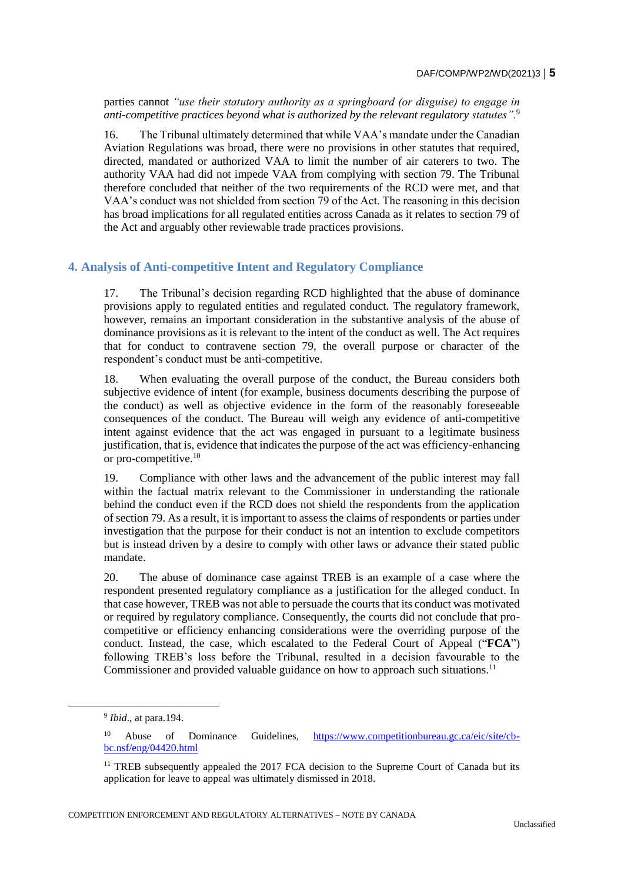parties cannot *"use their statutory authority as a springboard (or disguise) to engage in anti-competitive practices beyond what is authorized by the relevant regulatory statutes"*.[9]

16. The Tribunal ultimately determined that while VAA's mandate under the Canadian Aviation Regulations was broad, there were no provisions in other statutes that required, directed, mandated or authorized VAA to limit the number of air caterers to two. The authority VAA had did not impede VAA from complying with section 79. The Tribunal therefore concluded that neither of the two requirements of the RCD were met, and that VAA's conduct was not shielded from section 79 of the Act. The reasoning in this decision has broad implications for all regulated entities across Canada as it relates to section 79 of the Act and arguably other reviewable trade practices provisions.

## 4. Analysis of Anti-competitive Intent and Regulatory Compliance

17. The Tribunal's decision regarding RCD highlighted that the abuse of dominance provisions apply to regulated entities and regulated conduct. The regulatory framework, however, remains an important consideration in the substantive analysis of the abuse of dominance provisions as it is relevant to the intent of the conduct as well. The Act requires that for conduct to contravene section 79, the overall purpose or character of the respondent's conduct must be anti-competitive.

18. When evaluating the overall purpose of the conduct, the Bureau considers both subjective evidence of intent (for example, business documents describing the purpose of the conduct) as well as objective evidence in the form of the reasonably foreseeable consequences of the conduct. The Bureau will weigh any evidence of anti-competitive intent against evidence that the act was engaged in pursuant to a legitimate business justification, that is, evidence that indicates the purpose of the act was efficiency-enhancing or pro-competitive.[10]

19. Compliance with other laws and the advancement of the public interest may fall within the factual matrix relevant to the Commissioner in understanding the rationale behind the conduct even if the RCD does not shield the respondents from the application of section 79. As a result, it is important to assess the claims of respondents or parties under investigation that the purpose for their conduct is not an intention to exclude competitors but is instead driven by a desire to comply with other laws or advance their stated public mandate.

20. The abuse of dominance case against TREB is an example of a case where the respondent presented regulatory compliance as a justification for the alleged conduct. In that case however, TREB was not able to persuade the courts that its conduct was motivated or required by regulatory compliance. Consequently, the courts did not conclude that pro-competitive or efficiency enhancing considerations were the overriding purpose of the conduct. Instead, the case, which escalated to the Federal Court of Appeal ("**FCA**") following TREB's loss before the Tribunal, resulted in a decision favourable to the Commissioner and provided valuable guidance on how to approach such situations.[11]

---

[9] *Ibid*., at para.194.

[10] Abuse of Dominance Guidelines, https://www.competitionbureau.gc.ca/eic/site/cb-bc.nsf/eng/04420.html

[11] TREB subsequently appealed the 2017 FCA decision to the Supreme Court of Canada but its application for leave to appeal was ultimately dismissed in 2018.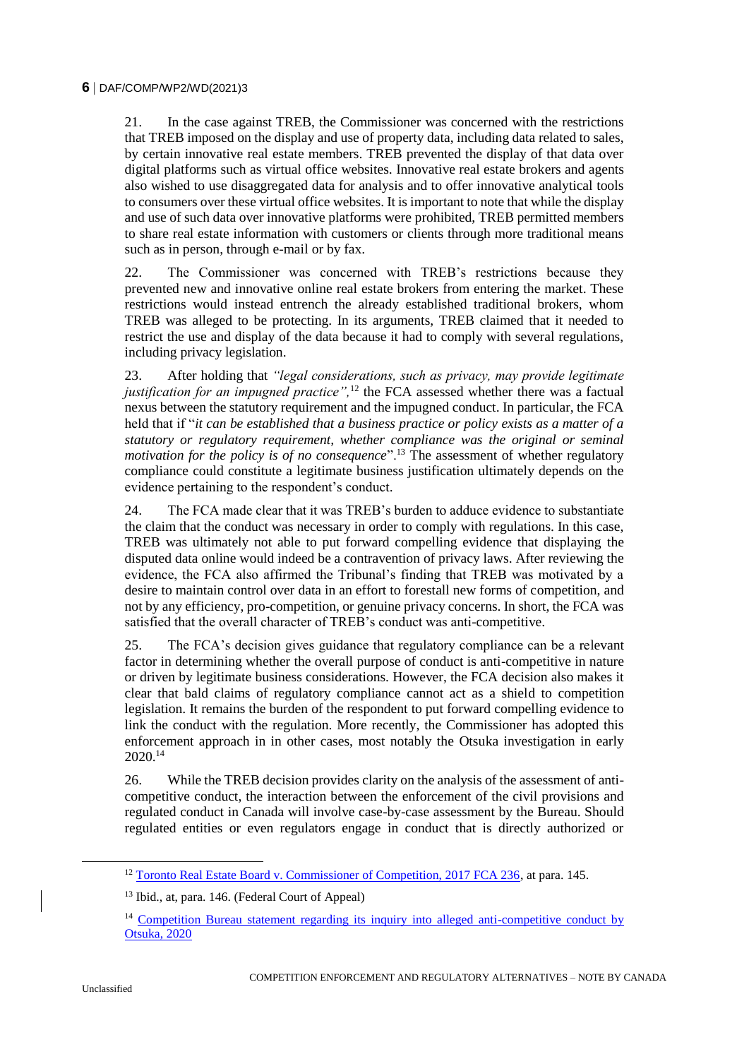21. In the case against TREB, the Commissioner was concerned with the restrictions that TREB imposed on the display and use of property data, including data related to sales, by certain innovative real estate members. TREB prevented the display of that data over digital platforms such as virtual office websites. Innovative real estate brokers and agents also wished to use disaggregated data for analysis and to offer innovative analytical tools to consumers over these virtual office websites. It is important to note that while the display and use of such data over innovative platforms were prohibited, TREB permitted members to share real estate information with customers or clients through more traditional means such as in person, through e-mail or by fax.

22. The Commissioner was concerned with TREB's restrictions because they prevented new and innovative online real estate brokers from entering the market. These restrictions would instead entrench the already established traditional brokers, whom TREB was alleged to be protecting. In its arguments, TREB claimed that it needed to restrict the use and display of the data because it had to comply with several regulations, including privacy legislation.

23. After holding that *"legal considerations, such as privacy, may provide legitimate justification for an impugned practice"*,[12] the FCA assessed whether there was a factual nexus between the statutory requirement and the impugned conduct. In particular, the FCA held that if "*it can be established that a business practice or policy exists as a matter of a statutory or regulatory requirement, whether compliance was the original or seminal motivation for the policy is of no consequence*".[13] The assessment of whether regulatory compliance could constitute a legitimate business justification ultimately depends on the evidence pertaining to the respondent's conduct.

24. The FCA made clear that it was TREB's burden to adduce evidence to substantiate the claim that the conduct was necessary in order to comply with regulations. In this case, TREB was ultimately not able to put forward compelling evidence that displaying the disputed data online would indeed be a contravention of privacy laws. After reviewing the evidence, the FCA also affirmed the Tribunal's finding that TREB was motivated by a desire to maintain control over data in an effort to forestall new forms of competition, and not by any efficiency, pro-competition, or genuine privacy concerns. In short, the FCA was satisfied that the overall character of TREB's conduct was anti-competitive.

25. The FCA's decision gives guidance that regulatory compliance can be a relevant factor in determining whether the overall purpose of conduct is anti-competitive in nature or driven by legitimate business considerations. However, the FCA decision also makes it clear that bald claims of regulatory compliance cannot act as a shield to competition legislation. It remains the burden of the respondent to put forward compelling evidence to link the conduct with the regulation. More recently, the Commissioner has adopted this enforcement approach in in other cases, most notably the Otsuka investigation in early 2020.[14]

26. While the TREB decision provides clarity on the analysis of the assessment of anti-competitive conduct, the interaction between the enforcement of the civil provisions and regulated conduct in Canada will involve case-by-case assessment by the Bureau. Should regulated entities or even regulators engage in conduct that is directly authorized or

---

[12] Toronto Real Estate Board v. Commissioner of Competition, 2017 FCA 236, at para. 145.

[13] Ibid., at, para. 146. (Federal Court of Appeal)

[14] Competition Bureau statement regarding its inquiry into alleged anti-competitive conduct by Otsuka, 2020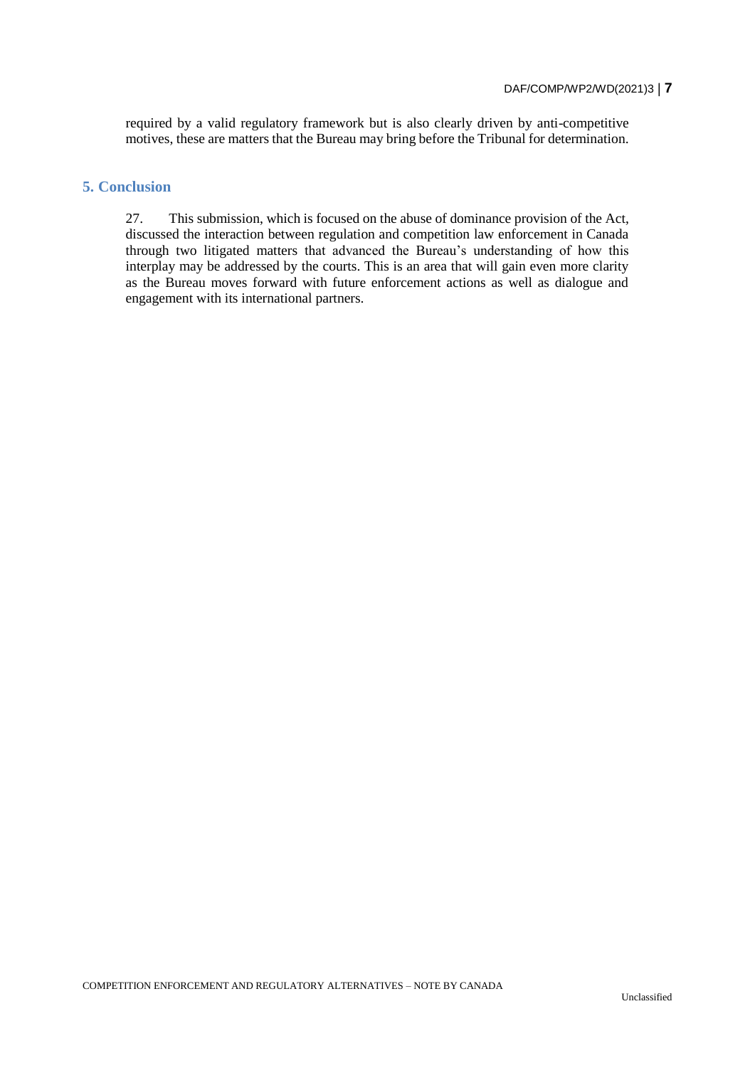required by a valid regulatory framework but is also clearly driven by anti-competitive motives, these are matters that the Bureau may bring before the Tribunal for determination.

## 5. Conclusion

27. This submission, which is focused on the abuse of dominance provision of the Act, discussed the interaction between regulation and competition law enforcement in Canada through two litigated matters that advanced the Bureau's understanding of how this interplay may be addressed by the courts. This is an area that will gain even more clarity as the Bureau moves forward with future enforcement actions as well as dialogue and engagement with its international partners.